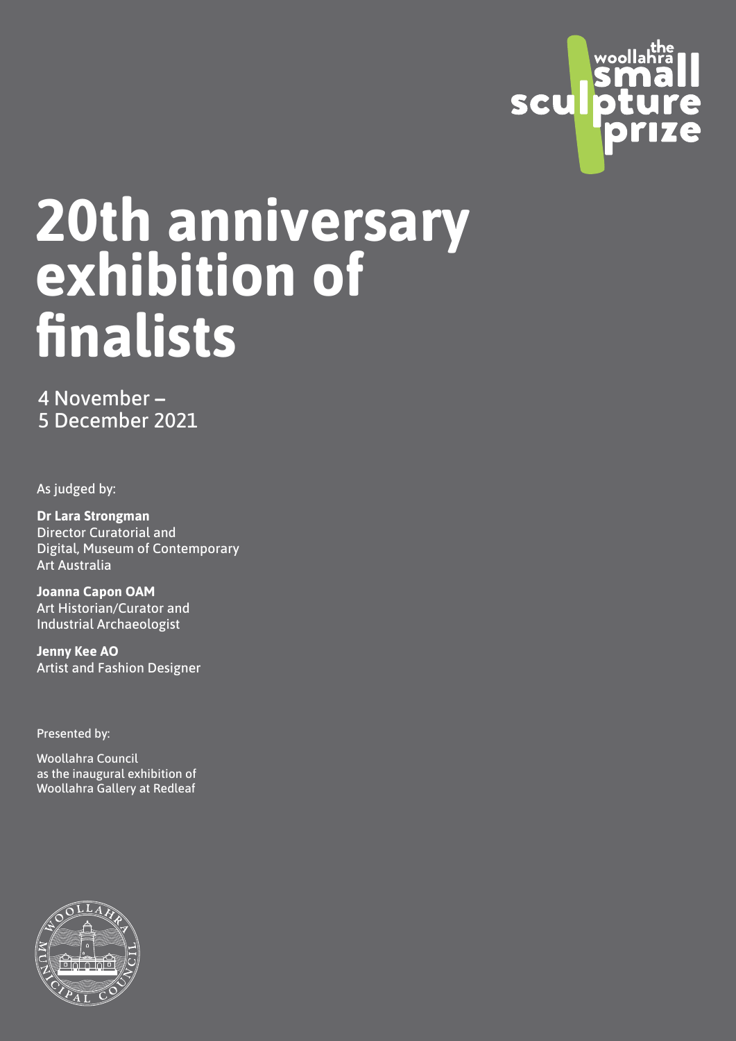the woollahra small sculpture prize

# 20th anniversary exhibition of finalists

4 November –
5 December 2021

As judged by:

**Dr Lara Strongman**
Director Curatorial and Digital, Museum of Contemporary Art Australia

**Joanna Capon OAM**
Art Historian/Curator and Industrial Archaeologist

**Jenny Kee AO**
Artist and Fashion Designer

Presented by:

Woollahra Council
as the inaugural exhibition of
Woollahra Gallery at Redleaf

WOOLLAHRA MUNICIPAL COUNCIL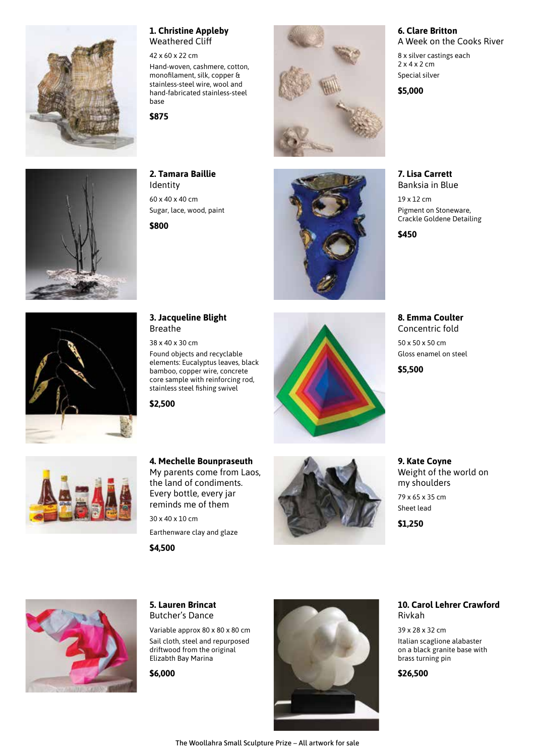### 1. Christine Appleby
Weathered Cliff

42 x 60 x 22 cm

Hand-woven, cashmere, cotton, monofilament, silk, copper & stainless-steel wire, wool and hand-fabricated stainless-steel base

**$875**

### 2. Tamara Baillie
Identity

60 x 40 x 40 cm

Sugar, lace, wood, paint

**$800**

### 3. Jacqueline Blight
Breathe

38 x 40 x 30 cm

Found objects and recyclable elements: Eucalyptus leaves, black bamboo, copper wire, concrete core sample with reinforcing rod, stainless steel fishing swivel

**$2,500**

### 4. Mechelle Bounpraseuth
My parents come from Laos, the land of condiments. Every bottle, every jar reminds me of them

30 x 40 x 10 cm

Earthenware clay and glaze

**$4,500**

### 5. Lauren Brincat
Butcher's Dance

Variable approx 80 x 80 x 80 cm

Sail cloth, steel and repurposed driftwood from the original Elizabth Bay Marina

**$6,000**

### 6. Clare Britton
A Week on the Cooks River

8 x silver castings each 2 x 4 x 2 cm

Special silver

**$5,000**

### 7. Lisa Carrett
Banksia in Blue

19 x 12 cm

Pigment on Stoneware, Crackle Goldene Detailing

**$450**

### 8. Emma Coulter
Concentric fold

50 x 50 x 50 cm

Gloss enamel on steel

**$5,500**

### 9. Kate Coyne
Weight of the world on my shoulders

79 x 65 x 35 cm

Sheet lead

**$1,250**

### 10. Carol Lehrer Crawford
Rivkah

39 x 28 x 32 cm

Italian scaglione alabaster on a black granite base with brass turning pin

**$26,500**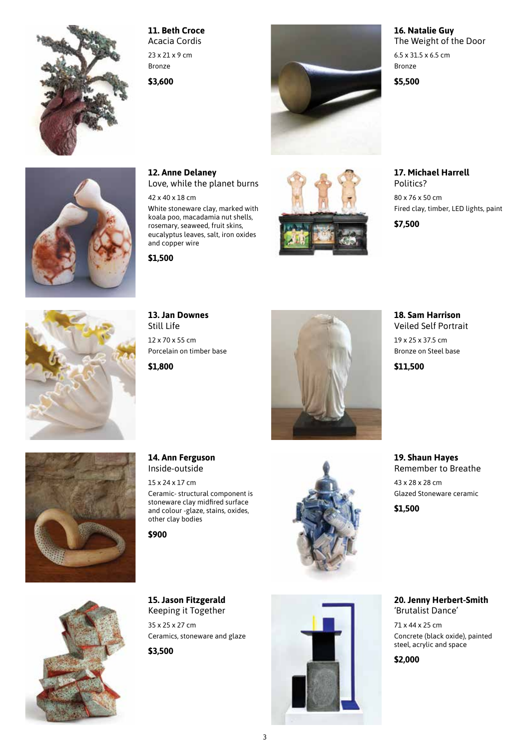**11. Beth Croce**
Acacia Cordis
23 x 21 x 9 cm
Bronze
**$3,600**

**12. Anne Delaney**
Love, while the planet burns
42 x 40 x 18 cm
White stoneware clay, marked with koala poo, macadamia nut shells, rosemary, seaweed, fruit skins, eucalyptus leaves, salt, iron oxides and copper wire
**$1,500**

**13. Jan Downes**
Still Life
12 x 70 x 55 cm
Porcelain on timber base
**$1,800**

**14. Ann Ferguson**
Inside-outside
15 x 24 x 17 cm
Ceramic- structural component is stoneware clay midfired surface and colour -glaze, stains, oxides, other clay bodies
**$900**

**15. Jason Fitzgerald**
Keeping it Together
35 x 25 x 27 cm
Ceramics, stoneware and glaze
**$3,500**

**16. Natalie Guy**
The Weight of the Door
6.5 x 31.5 x 6.5 cm
Bronze
**$5,500**

**17. Michael Harrell**
Politics?
80 x 76 x 50 cm
Fired clay, timber, LED lights, paint
**$7,500**

**18. Sam Harrison**
Veiled Self Portrait
19 x 25 x 37.5 cm
Bronze on Steel base
**$11,500**

**19. Shaun Hayes**
Remember to Breathe
43 x 28 x 28 cm
Glazed Stoneware ceramic
**$1,500**

**20. Jenny Herbert-Smith**
'Brutalist Dance'
71 x 44 x 25 cm
Concrete (black oxide), painted steel, acrylic and space
**$2,000**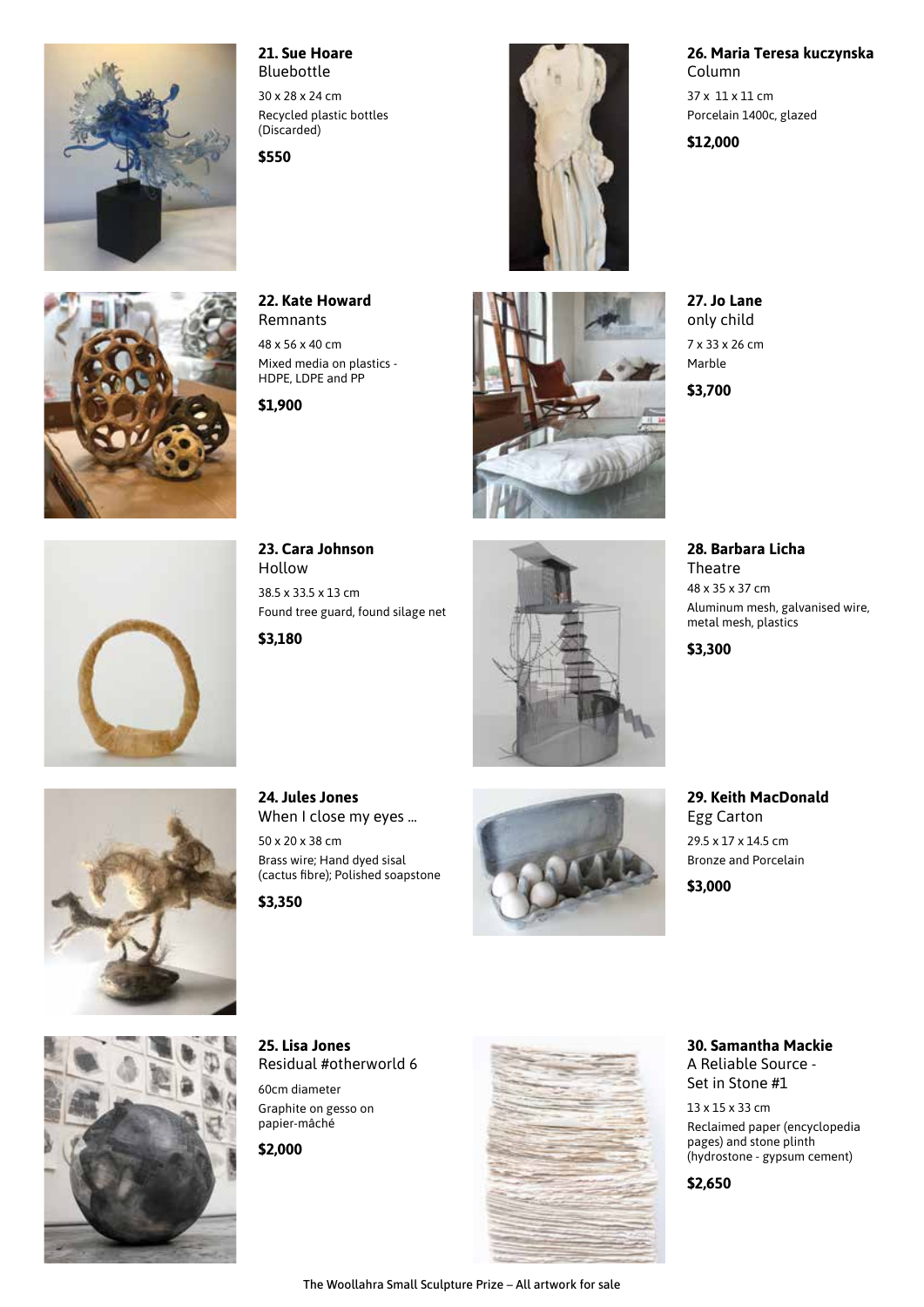**21. Sue Hoare**
Bluebottle
30 x 28 x 24 cm
Recycled plastic bottles (Discarded)
**$550**

**22. Kate Howard**
Remnants
48 x 56 x 40 cm
Mixed media on plastics - HDPE, LDPE and PP
**$1,900**

**23. Cara Johnson**
Hollow
38.5 x 33.5 x 13 cm
Found tree guard, found silage net
**$3,180**

**24. Jules Jones**
When I close my eyes ...
50 x 20 x 38 cm
Brass wire; Hand dyed sisal (cactus fibre); Polished soapstone
**$3,350**

**25. Lisa Jones**
Residual #otherworld 6
60cm diameter
Graphite on gesso on papier-mâché
**$2,000**

**26. Maria Teresa kuczynska**
Column
37 x 11 x 11 cm
Porcelain 1400c, glazed
**$12,000**

**27. Jo Lane**
only child
7 x 33 x 26 cm
Marble
**$3,700**

**28. Barbara Licha**
Theatre
48 x 35 x 37 cm
Aluminum mesh, galvanised wire, metal mesh, plastics
**$3,300**

**29. Keith MacDonald**
Egg Carton
29.5 x 17 x 14.5 cm
Bronze and Porcelain
**$3,000**

**30. Samantha Mackie**
A Reliable Source - Set in Stone #1
13 x 15 x 33 cm
Reclaimed paper (encyclopedia pages) and stone plinth (hydrostone - gypsum cement)
**$2,650**

The Woollahra Small Sculpture Prize – All artwork for sale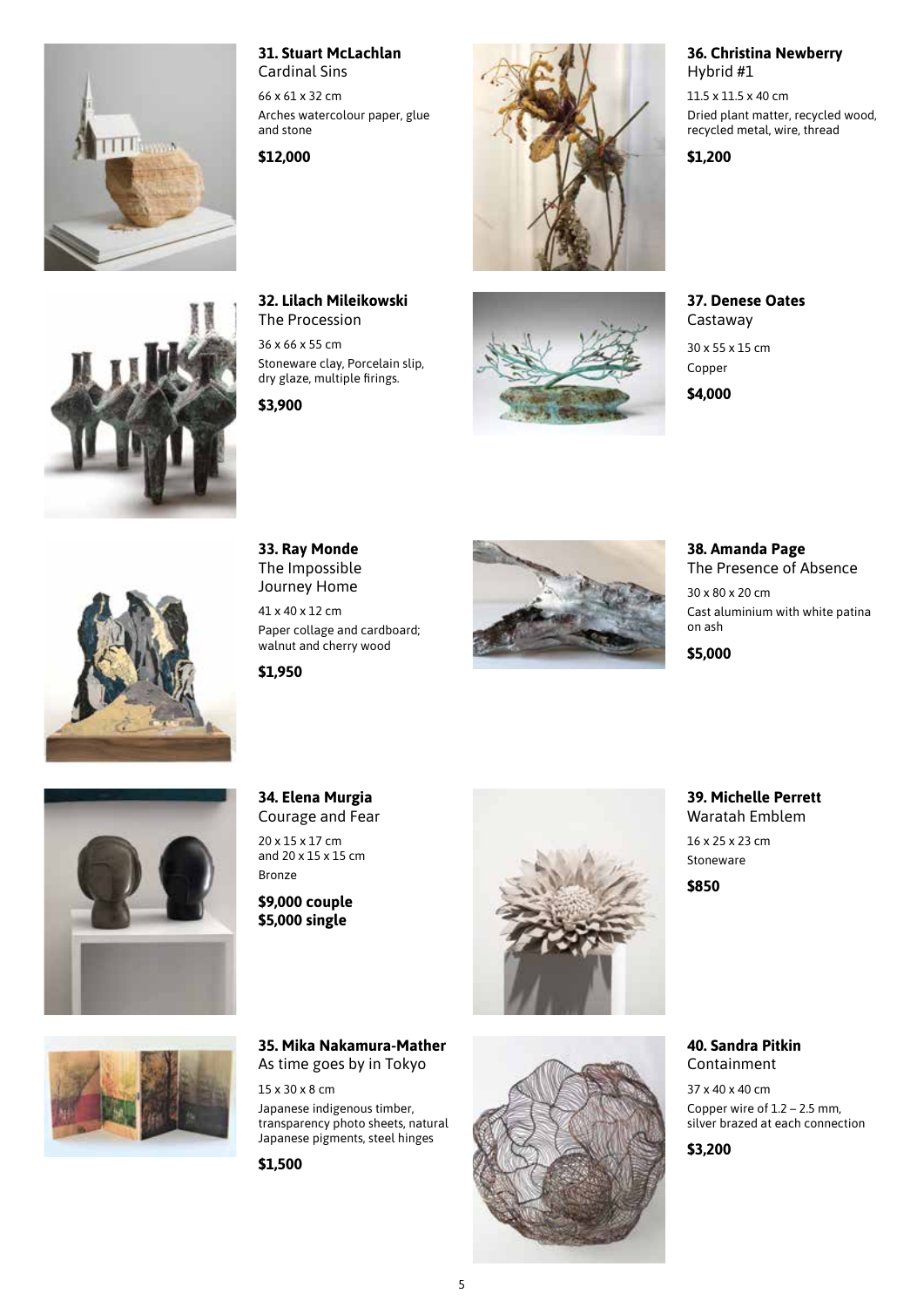**31. Stuart McLachlan**
Cardinal Sins

66 x 61 x 32 cm

Arches watercolour paper, glue and stone

**$12,000**

**32. Lilach Mileikowski**
The Procession

36 x 66 x 55 cm

Stoneware clay, Porcelain slip, dry glaze, multiple firings.

**$3,900**

**33. Ray Monde**
The Impossible Journey Home

41 x 40 x 12 cm

Paper collage and cardboard; walnut and cherry wood

**$1,950**

**34. Elena Murgia**
Courage and Fear

20 x 15 x 17 cm
and 20 x 15 x 15 cm

Bronze

**$9,000 couple**
**$5,000 single**

**35. Mika Nakamura-Mather**
As time goes by in Tokyo

15 x 30 x 8 cm

Japanese indigenous timber, transparency photo sheets, natural Japanese pigments, steel hinges

**$1,500**

**36. Christina Newberry**
Hybrid #1

11.5 x 11.5 x 40 cm

Dried plant matter, recycled wood, recycled metal, wire, thread

**$1,200**

**37. Denese Oates**
Castaway

30 x 55 x 15 cm

Copper

**$4,000**

**38. Amanda Page**
The Presence of Absence

30 x 80 x 20 cm

Cast aluminium with white patina on ash

**$5,000**

**39. Michelle Perrett**
Waratah Emblem

16 x 25 x 23 cm

Stoneware

**$850**

**40. Sandra Pitkin**
Containment

37 x 40 x 40 cm

Copper wire of 1.2 – 2.5 mm, silver brazed at each connection

**$3,200**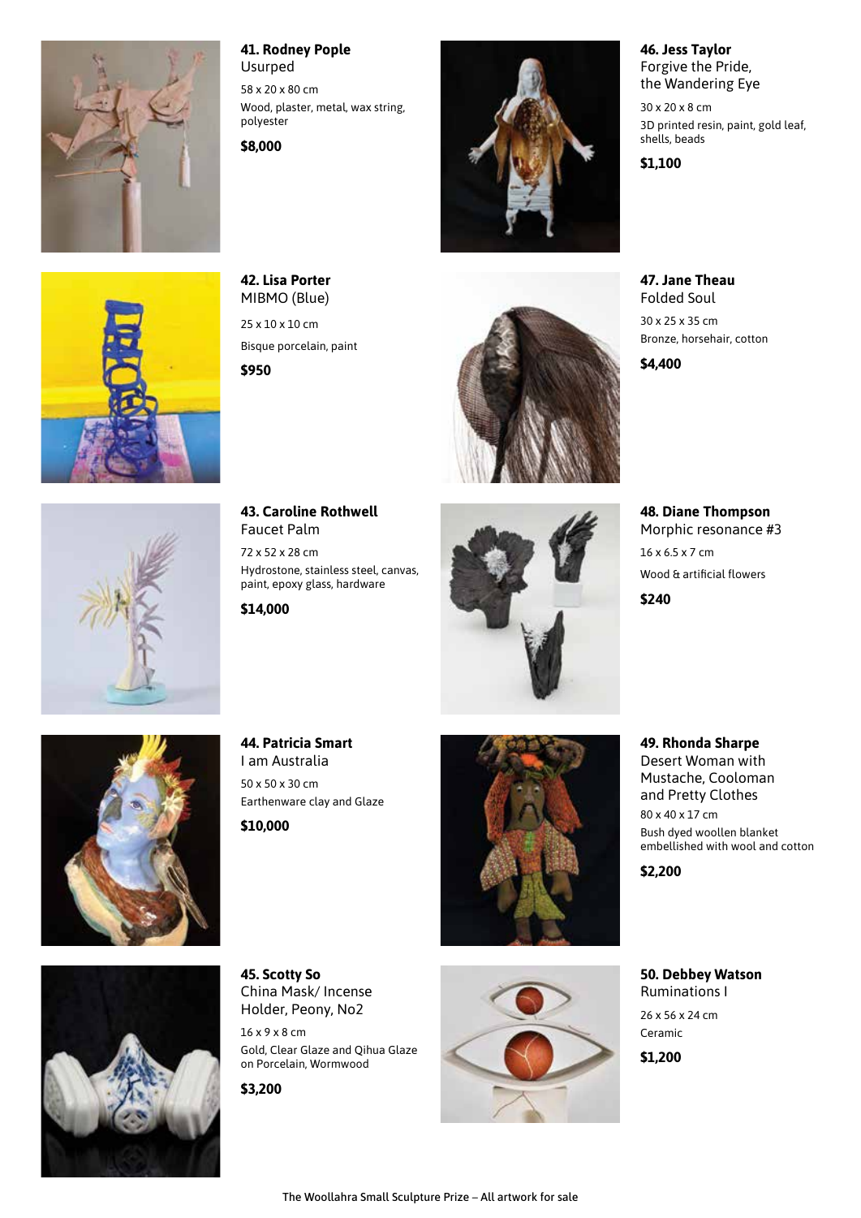**41. Rodney Pople**
Usurped

58 x 20 x 80 cm

Wood, plaster, metal, wax string, polyester

**$8,000**

**42. Lisa Porter**
MIBMO (Blue)

25 x 10 x 10 cm

Bisque porcelain, paint

**$950**

**43. Caroline Rothwell**
Faucet Palm

72 x 52 x 28 cm

Hydrostone, stainless steel, canvas, paint, epoxy glass, hardware

**$14,000**

**44. Patricia Smart**
I am Australia

50 x 50 x 30 cm

Earthenware clay and Glaze

**$10,000**

**45. Scotty So**
China Mask/ Incense Holder, Peony, No2

16 x 9 x 8 cm

Gold, Clear Glaze and Qihua Glaze on Porcelain, Wormwood

**$3,200**

**46. Jess Taylor**
Forgive the Pride, the Wandering Eye

30 x 20 x 8 cm

3D printed resin, paint, gold leaf, shells, beads

**$1,100**

**47. Jane Theau**
Folded Soul

30 x 25 x 35 cm

Bronze, horsehair, cotton

**$4,400**

**48. Diane Thompson**
Morphic resonance #3

16 x 6.5 x 7 cm

Wood & artificial flowers

**$240**

**49. Rhonda Sharpe**
Desert Woman with Mustache, Cooloman and Pretty Clothes

80 x 40 x 17 cm

Bush dyed woollen blanket embellished with wool and cotton

**$2,200**

**50. Debbey Watson**
Ruminations I

26 x 56 x 24 cm

Ceramic

**$1,200**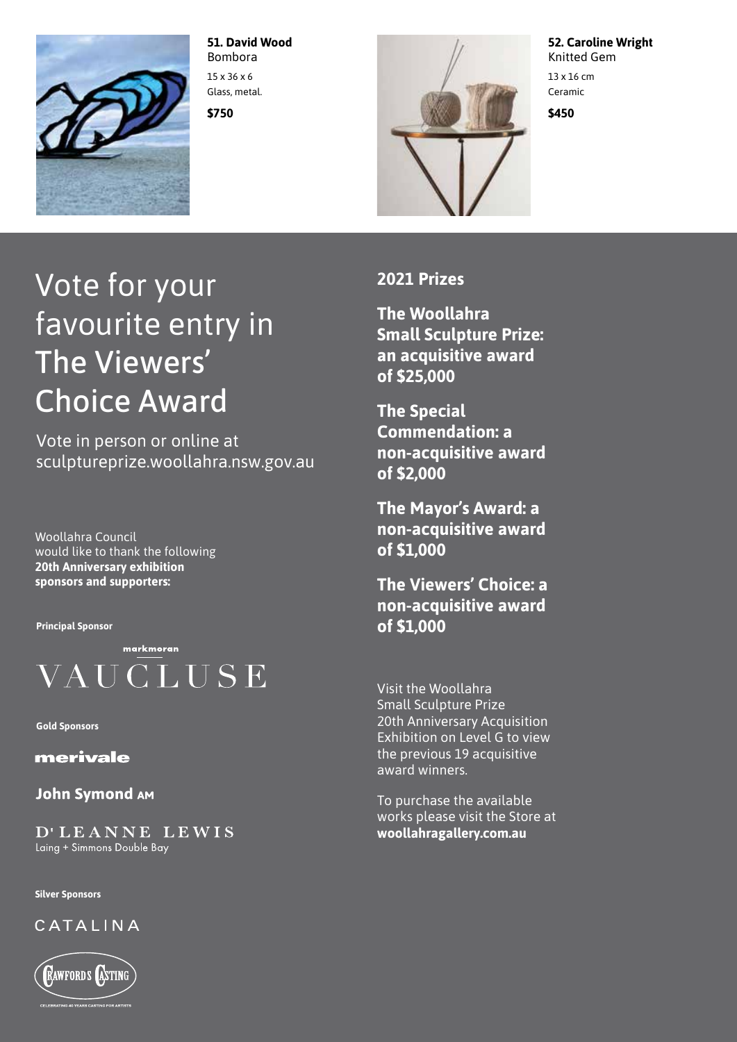**51. David Wood**
Bombora
15 x 36 x 6
Glass, metal.
**$750**

**52. Caroline Wright**
Knitted Gem
13 x 16 cm
Ceramic
**$450**

# Vote for your favourite entry in The Viewers' Choice Award

Vote in person or online at sculptureprize.woollahra.nsw.gov.au

Woollahra Council would like to thank the following **20th Anniversary exhibition sponsors and supporters:**

**Principal Sponsor**

markmoran VAUCLUSE

**Gold Sponsors**

merivale

John Symond AM

D'LEANNE LEWIS
Laing + Simmons Double Bay

**Silver Sponsors**

CATALINA

CRAWFORDS CASTING
CELEBRATING 40 YEARS CASTING FOR ARTISTS

## 2021 Prizes

**The Woollahra Small Sculpture Prize: an acquisitive award of $25,000**

**The Special Commendation: a non-acquisitive award of $2,000**

**The Mayor's Award: a non-acquisitive award of $1,000**

**The Viewers' Choice: a non-acquisitive award of $1,000**

Visit the Woollahra Small Sculpture Prize 20th Anniversary Acquisition Exhibition on Level G to view the previous 19 acquisitive award winners.

To purchase the available works please visit the Store at **woollahragallery.com.au**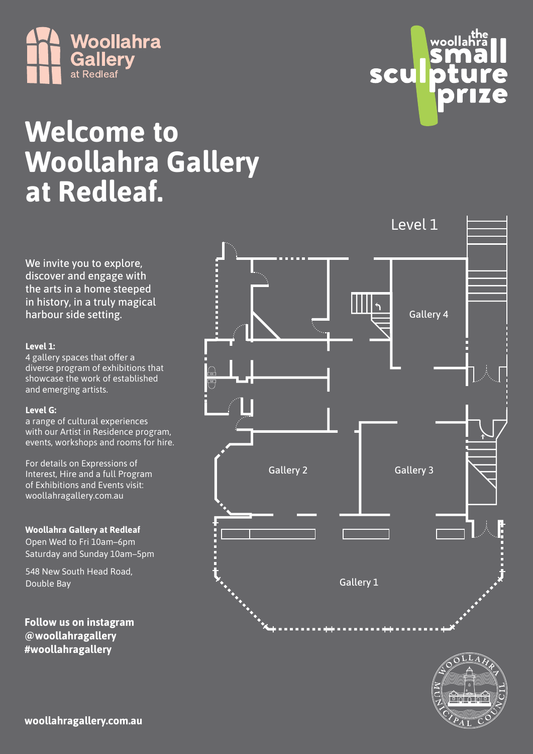Woollahra Gallery at Redleaf

the woollahra small sculpture prize

# Welcome to Woollahra Gallery at Redleaf.

We invite you to explore, discover and engage with the arts in a home steeped in history, in a truly magical harbour side setting.

**Level 1:**
4 gallery spaces that offer a diverse program of exhibitions that showcase the work of established and emerging artists.

**Level G:**
a range of cultural experiences with our Artist in Residence program, events, workshops and rooms for hire.

For details on Expressions of Interest, Hire and a full Program of Exhibitions and Events visit: woollahragallery.com.au

**Woollahra Gallery at Redleaf**
Open Wed to Fri 10am–6pm
Saturday and Sunday 10am–5pm

548 New South Head Road, Double Bay

**Follow us on instagram**
**@woollahragallery**
**#woollahragallery**

Level 1

Gallery 4

Gallery 2

Gallery 3

Gallery 1

Woollahra Municipal Council

**woollahragallery.com.au**